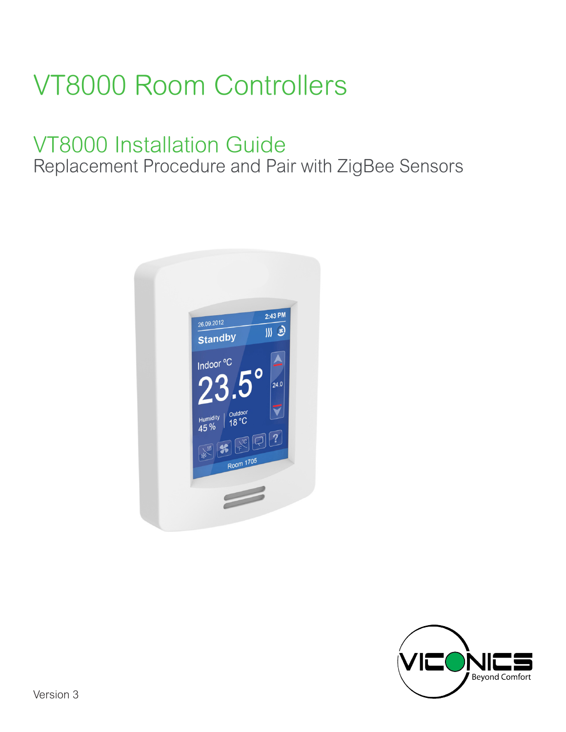# VT8000 Room Controllers

## VT8000 Installation Guide

Replacement Procedure and Pair with ZigBee Sensors

Version 3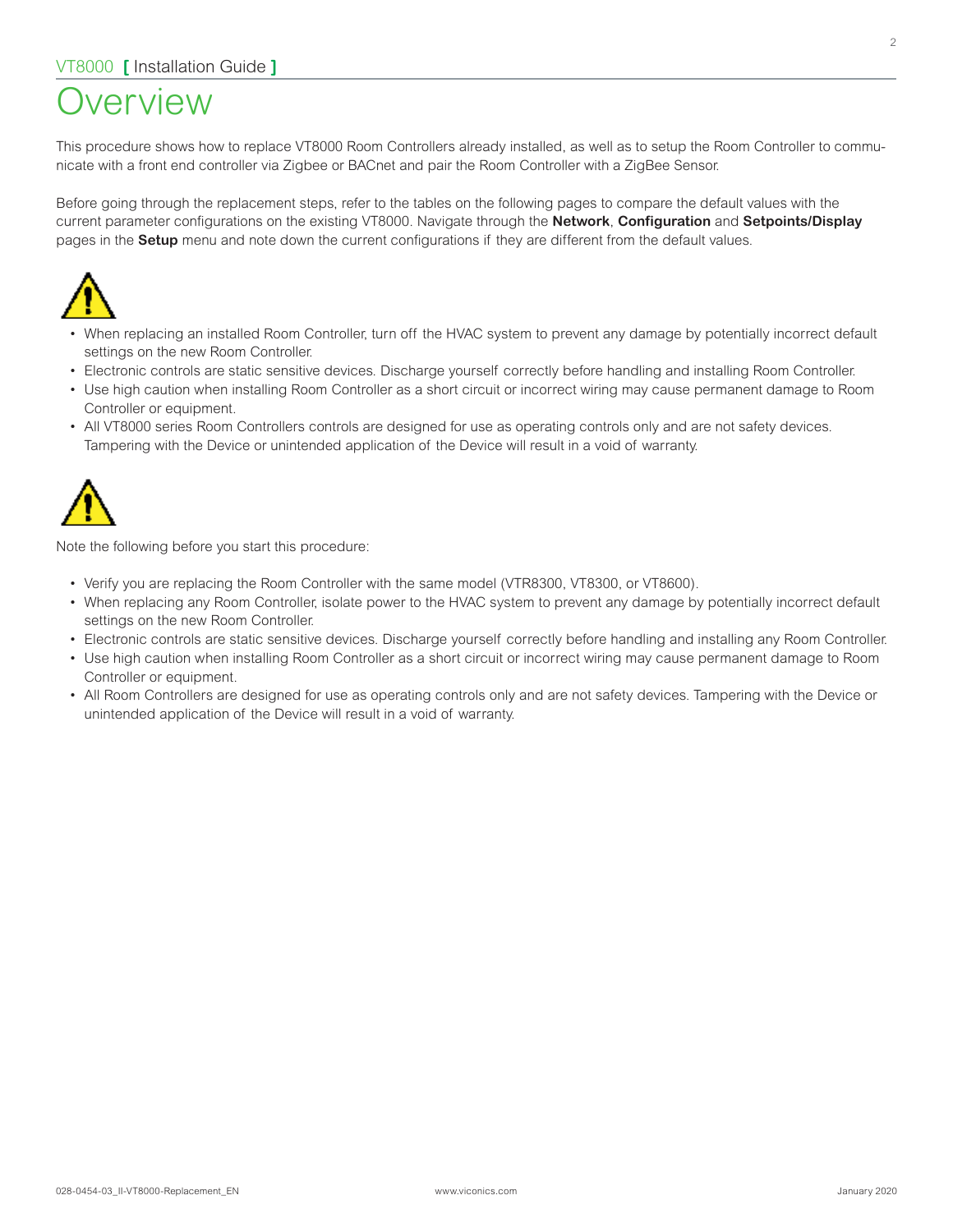# Overview

This procedure shows how to replace VT8000 Room Controllers already installed, as well as to setup the Room Controller to communicate with a front end controller via Zigbee or BACnet and pair the Room Controller with a ZigBee Sensor.

Before going through the replacement steps, refer to the tables on the following pages to compare the default values with the current parameter configurations on the existing VT8000. Navigate through the **Network**, **Configuration** and **Setpoints/Display** pages in the **Setup** menu and note down the current configurations if they are different from the default values.

- When replacing an installed Room Controller, turn off the HVAC system to prevent any damage by potentially incorrect default settings on the new Room Controller.
- Electronic controls are static sensitive devices. Discharge yourself correctly before handling and installing Room Controller.
- Use high caution when installing Room Controller as a short circuit or incorrect wiring may cause permanent damage to Room Controller or equipment.
- All VT8000 series Room Controllers controls are designed for use as operating controls only and are not safety devices. Tampering with the Device or unintended application of the Device will result in a void of warranty.

Note the following before you start this procedure:

- Verify you are replacing the Room Controller with the same model (VTR8300, VT8300, or VT8600).
- When replacing any Room Controller, isolate power to the HVAC system to prevent any damage by potentially incorrect default settings on the new Room Controller.
- Electronic controls are static sensitive devices. Discharge yourself correctly before handling and installing any Room Controller.
- Use high caution when installing Room Controller as a short circuit or incorrect wiring may cause permanent damage to Room Controller or equipment.
- All Room Controllers are designed for use as operating controls only and are not safety devices. Tampering with the Device or unintended application of the Device will result in a void of warranty.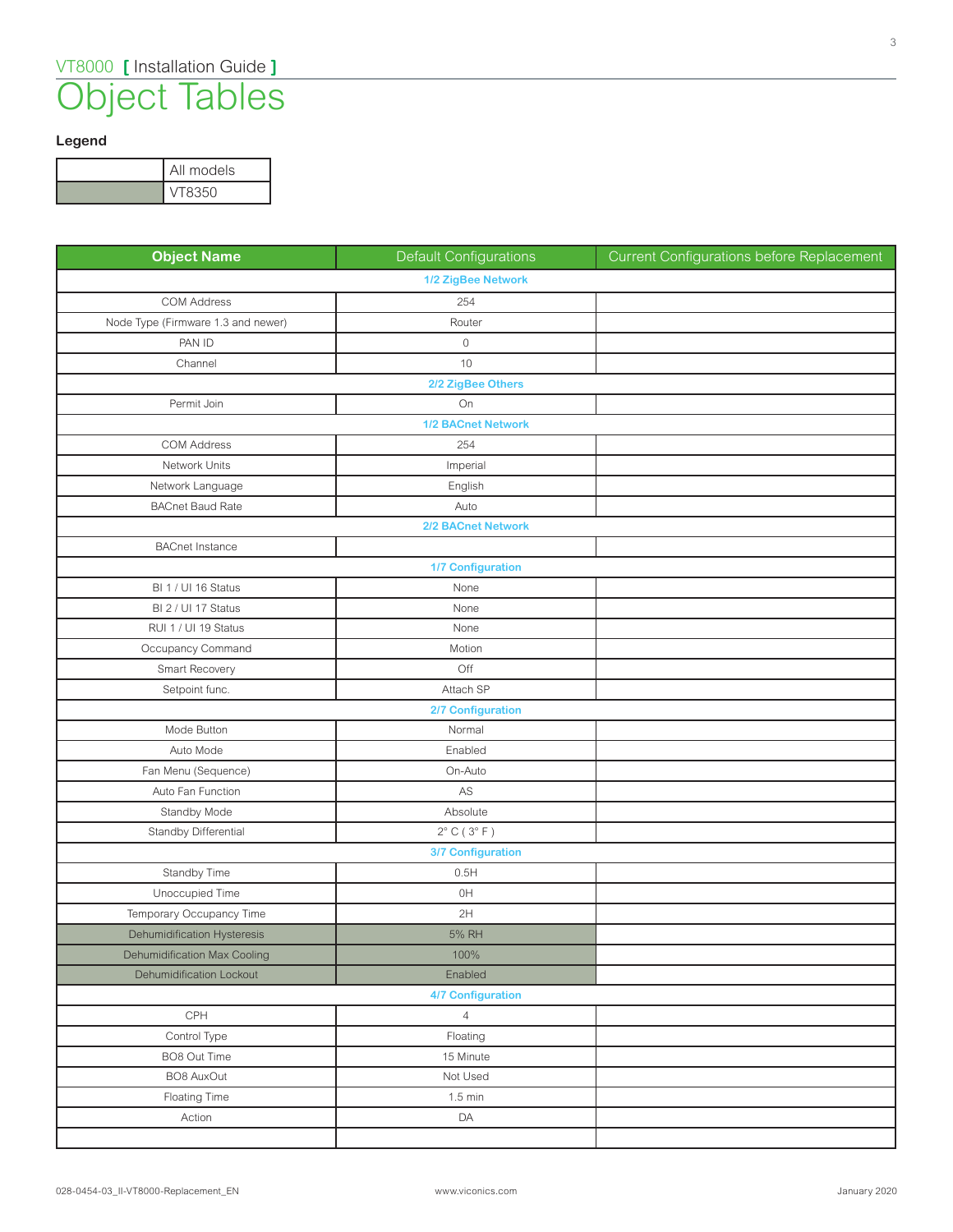# Object Tables

**Legend**

| | |
|---|---|
| | All models |
| (shaded) | VT8350 |

| Object Name | Default Configurations | Current Configurations before Replacement |
|---|---|---|
| **1/2 ZigBee Network** | | |
| COM Address | 254 | |
| Node Type (Firmware 1.3 and newer) | Router | |
| PAN ID | 0 | |
| Channel | 10 | |
| **2/2 ZigBee Others** | | |
| Permit Join | On | |
| **1/2 BACnet Network** | | |
| COM Address | 254 | |
| Network Units | Imperial | |
| Network Language | English | |
| BACnet Baud Rate | Auto | |
| **2/2 BACnet Network** | | |
| BACnet Instance | | |
| **1/7 Configuration** | | |
| BI 1 / UI 16 Status | None | |
| BI 2 / UI 17 Status | None | |
| RUI 1 / UI 19 Status | None | |
| Occupancy Command | Motion | |
| Smart Recovery | Off | |
| Setpoint func. | Attach SP | |
| **2/7 Configuration** | | |
| Mode Button | Normal | |
| Auto Mode | Enabled | |
| Fan Menu (Sequence) | On-Auto | |
| Auto Fan Function | AS | |
| Standby Mode | Absolute | |
| Standby Differential | 2° C ( 3° F ) | |
| **3/7 Configuration** | | |
| Standby Time | 0.5H | |
| Unoccupied Time | 0H | |
| Temporary Occupancy Time | 2H | |
| Dehumidification Hysteresis (VT8350) | 5% RH | |
| Dehumidification Max Cooling (VT8350) | 100% | |
| Dehumidification Lockout (VT8350) | Enabled | |
| **4/7 Configuration** | | |
| CPH | 4 | |
| Control Type | Floating | |
| BO8 Out Time | 15 Minute | |
| BO8 AuxOut | Not Used | |
| Floating Time | 1.5 min | |
| Action | DA | |
| | | |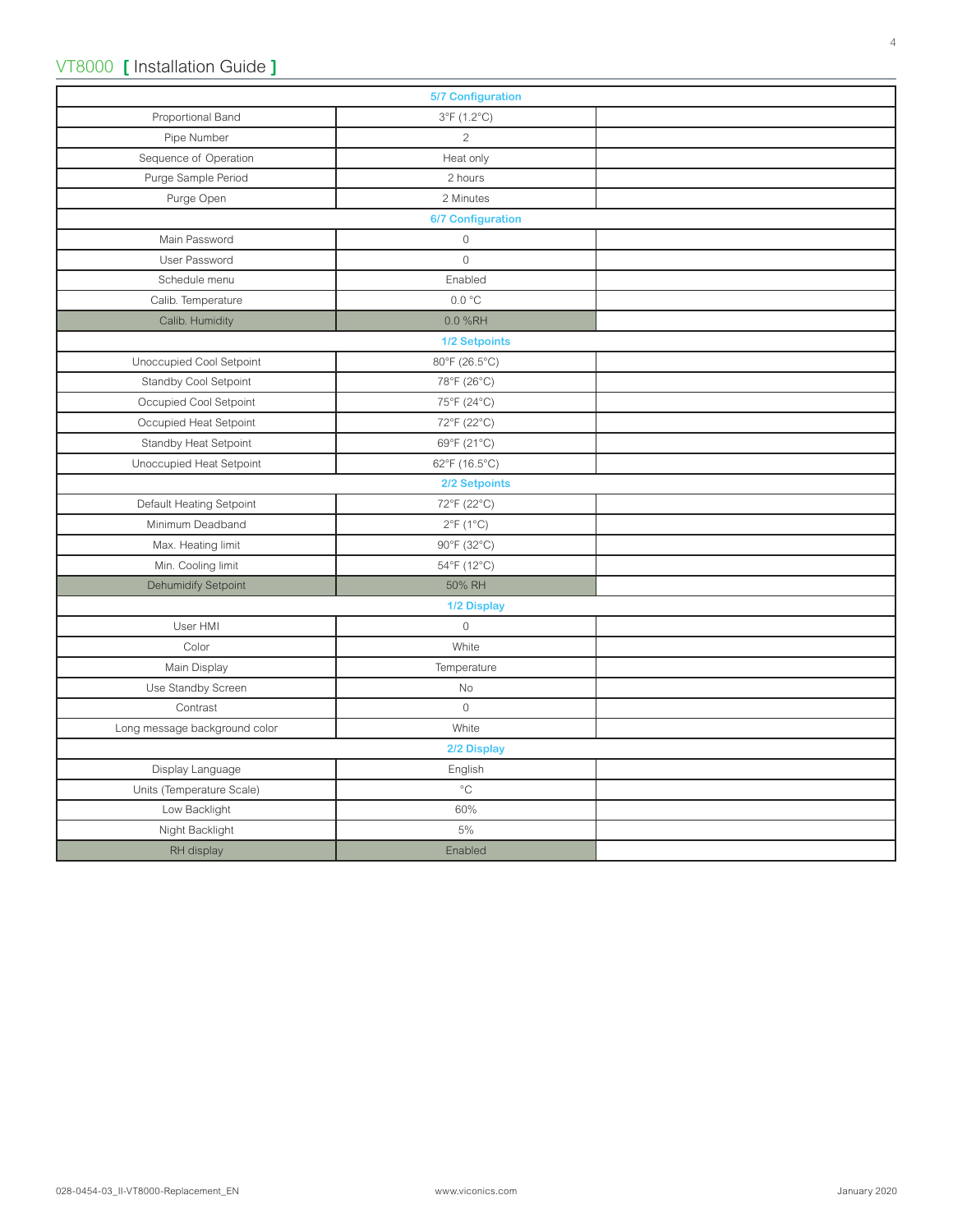| 5/7 Configuration | | |
|---|---|---|
| Proportional Band | 3°F (1.2°C) | |
| Pipe Number | 2 | |
| Sequence of Operation | Heat only | |
| Purge Sample Period | 2 hours | |
| Purge Open | 2 Minutes | |
| **6/7 Configuration** | | |
| Main Password | 0 | |
| User Password | 0 | |
| Schedule menu | Enabled | |
| Calib. Temperature | 0.0 °C | |
| Calib. Humidity | 0.0 %RH | |
| **1/2 Setpoints** | | |
| Unoccupied Cool Setpoint | 80°F (26.5°C) | |
| Standby Cool Setpoint | 78°F (26°C) | |
| Occupied Cool Setpoint | 75°F (24°C) | |
| Occupied Heat Setpoint | 72°F (22°C) | |
| Standby Heat Setpoint | 69°F (21°C) | |
| Unoccupied Heat Setpoint | 62°F (16.5°C) | |
| **2/2 Setpoints** | | |
| Default Heating Setpoint | 72°F (22°C) | |
| Minimum Deadband | 2°F (1°C) | |
| Max. Heating limit | 90°F (32°C) | |
| Min. Cooling limit | 54°F (12°C) | |
| Dehumidify Setpoint | 50% RH | |
| **1/2 Display** | | |
| User HMI | 0 | |
| Color | White | |
| Main Display | Temperature | |
| Use Standby Screen | No | |
| Contrast | 0 | |
| Long message background color | White | |
| **2/2 Display** | | |
| Display Language | English | |
| Units (Temperature Scale) | °C | |
| Low Backlight | 60% | |
| Night Backlight | 5% | |
| RH display | Enabled | |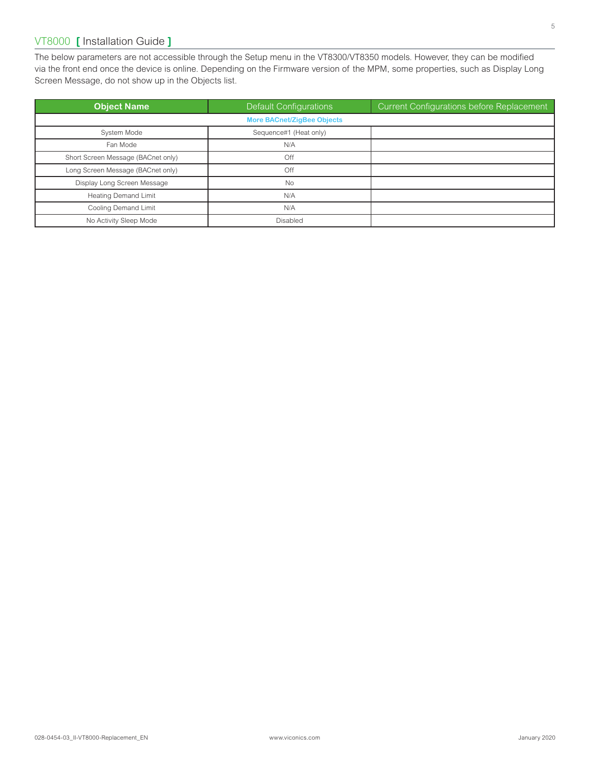The below parameters are not accessible through the Setup menu in the VT8300/VT8350 models. However, they can be modified via the front end once the device is online. Depending on the Firmware version of the MPM, some properties, such as Display Long Screen Message, do not show up in the Objects list.

| Object Name | Default Configurations | Current Configurations before Replacement |
|---|---|---|
| **More BACnet/ZigBee Objects** | | |
| System Mode | Sequence#1 (Heat only) | |
| Fan Mode | N/A | |
| Short Screen Message (BACnet only) | Off | |
| Long Screen Message (BACnet only) | Off | |
| Display Long Screen Message | No | |
| Heating Demand Limit | N/A | |
| Cooling Demand Limit | N/A | |
| No Activity Sleep Mode | Disabled | |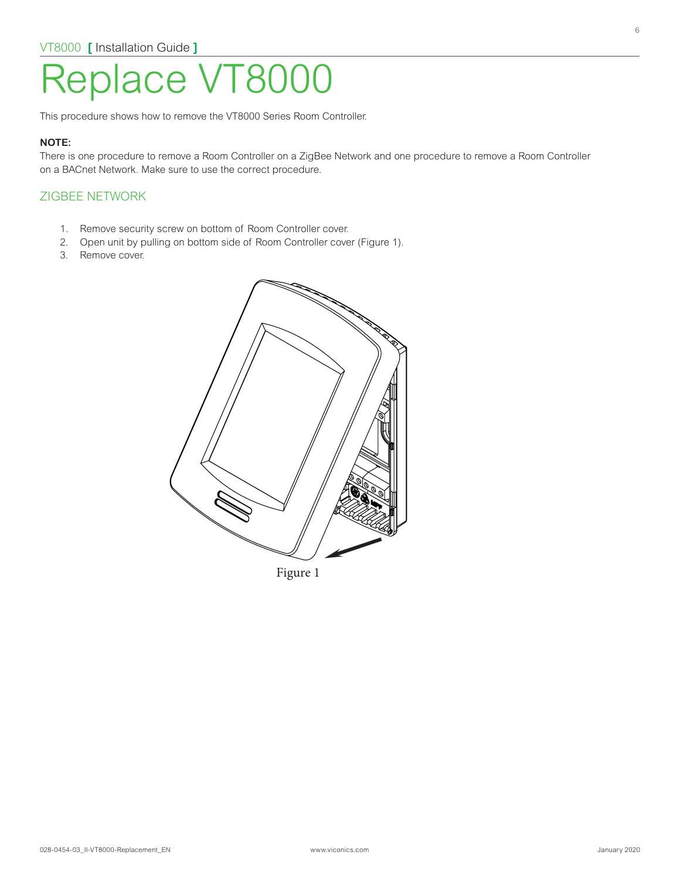# Replace VT8000

This procedure shows how to remove the VT8000 Series Room Controller.

**NOTE:**
There is one procedure to remove a Room Controller on a ZigBee Network and one procedure to remove a Room Controller on a BACnet Network. Make sure to use the correct procedure.

## ZIGBEE NETWORK

1. Remove security screw on bottom of Room Controller cover.
2. Open unit by pulling on bottom side of Room Controller cover (Figure 1).
3. Remove cover.

Figure 1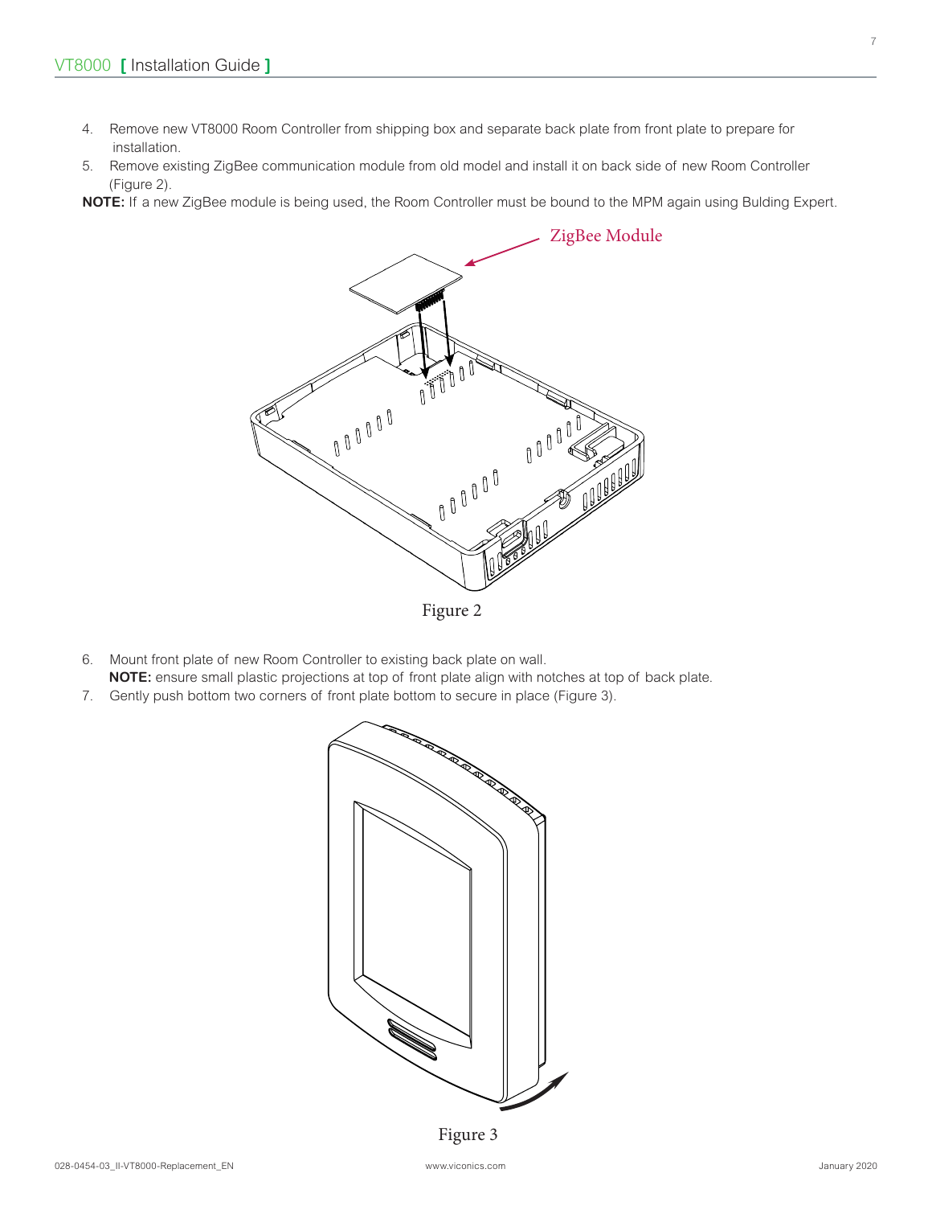4. Remove new VT8000 Room Controller from shipping box and separate back plate from front plate to prepare for installation.
5. Remove existing ZigBee communication module from old model and install it on back side of new Room Controller (Figure 2).

**NOTE:** If a new ZigBee module is being used, the Room Controller must be bound to the MPM again using Bulding Expert.

ZigBee Module

Figure 2

6. Mount front plate of new Room Controller to existing back plate on wall.
   **NOTE:** ensure small plastic projections at top of front plate align with notches at top of back plate.
7. Gently push bottom two corners of front plate bottom to secure in place (Figure 3).

Figure 3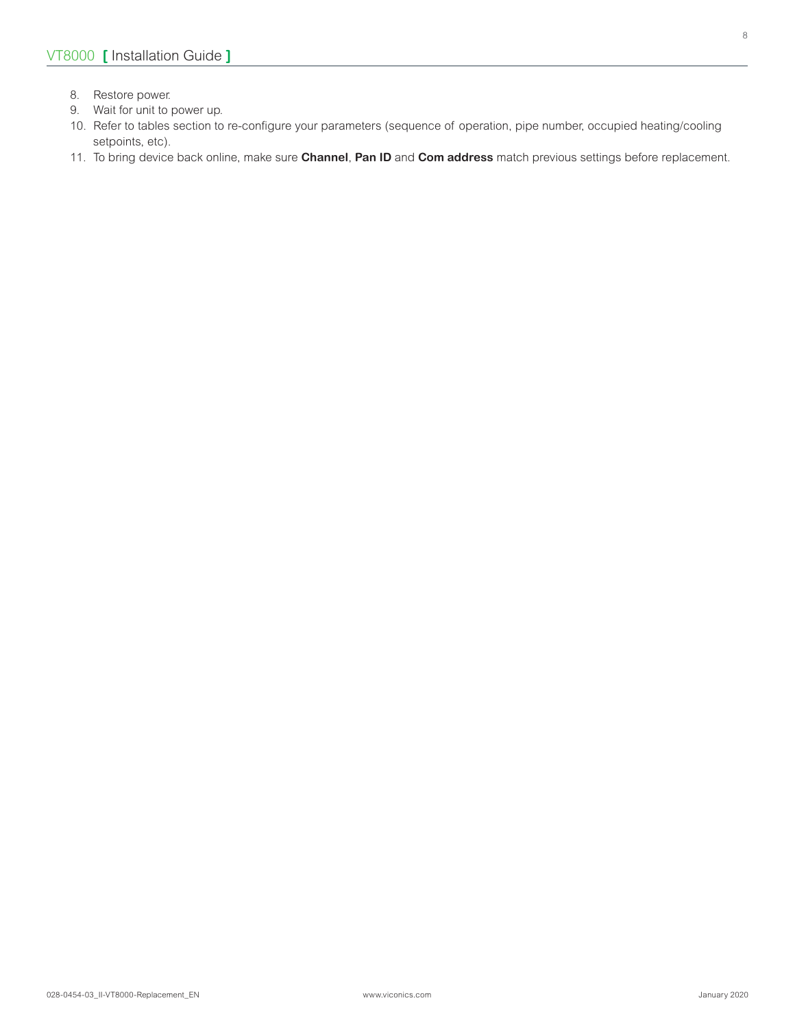8. Restore power.
9. Wait for unit to power up.
10. Refer to tables section to re-configure your parameters (sequence of operation, pipe number, occupied heating/cooling setpoints, etc).
11. To bring device back online, make sure **Channel**, **Pan ID** and **Com address** match previous settings before replacement.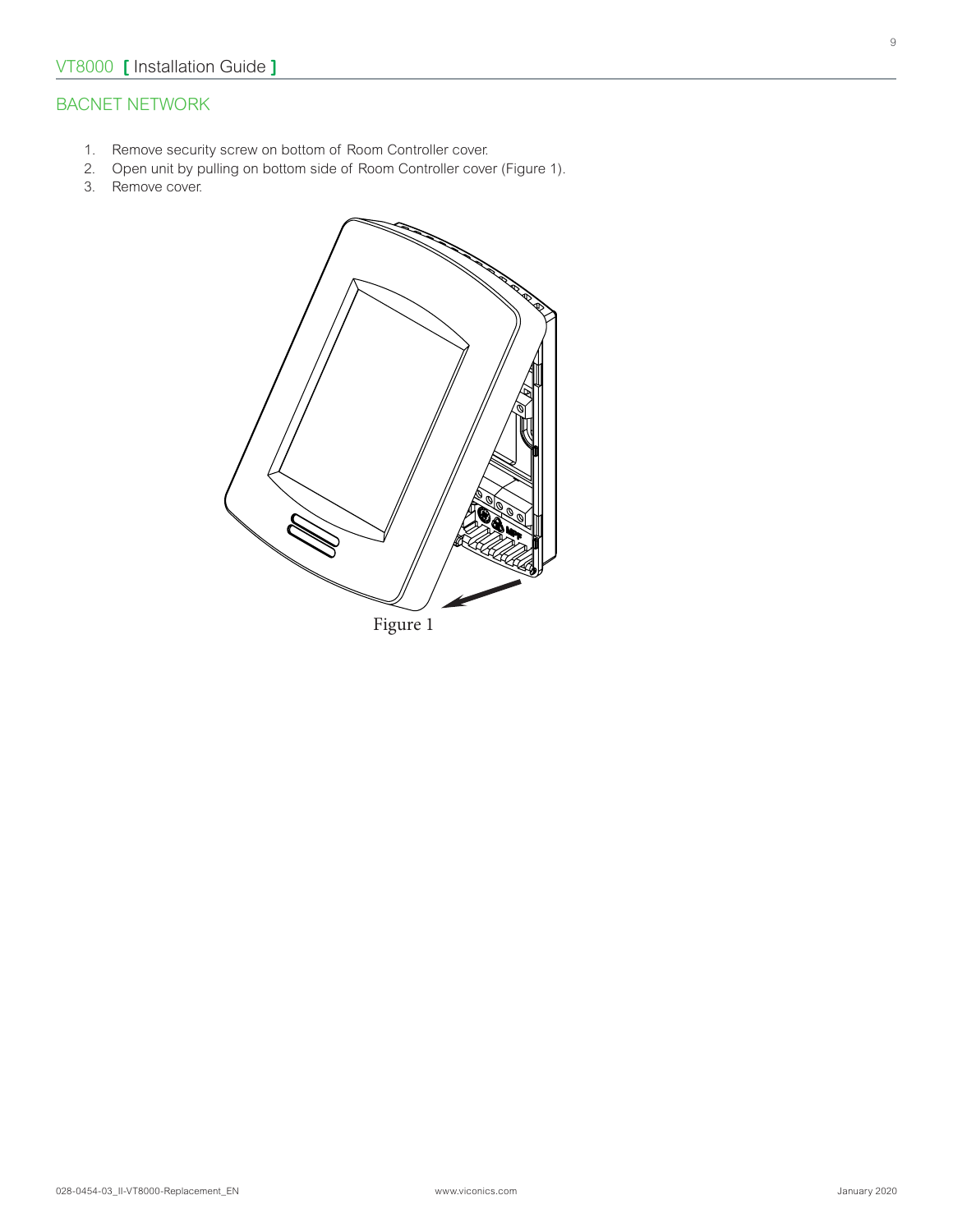## BACNET NETWORK

1. Remove security screw on bottom of Room Controller cover.
2. Open unit by pulling on bottom side of Room Controller cover (Figure 1).
3. Remove cover.

Figure 1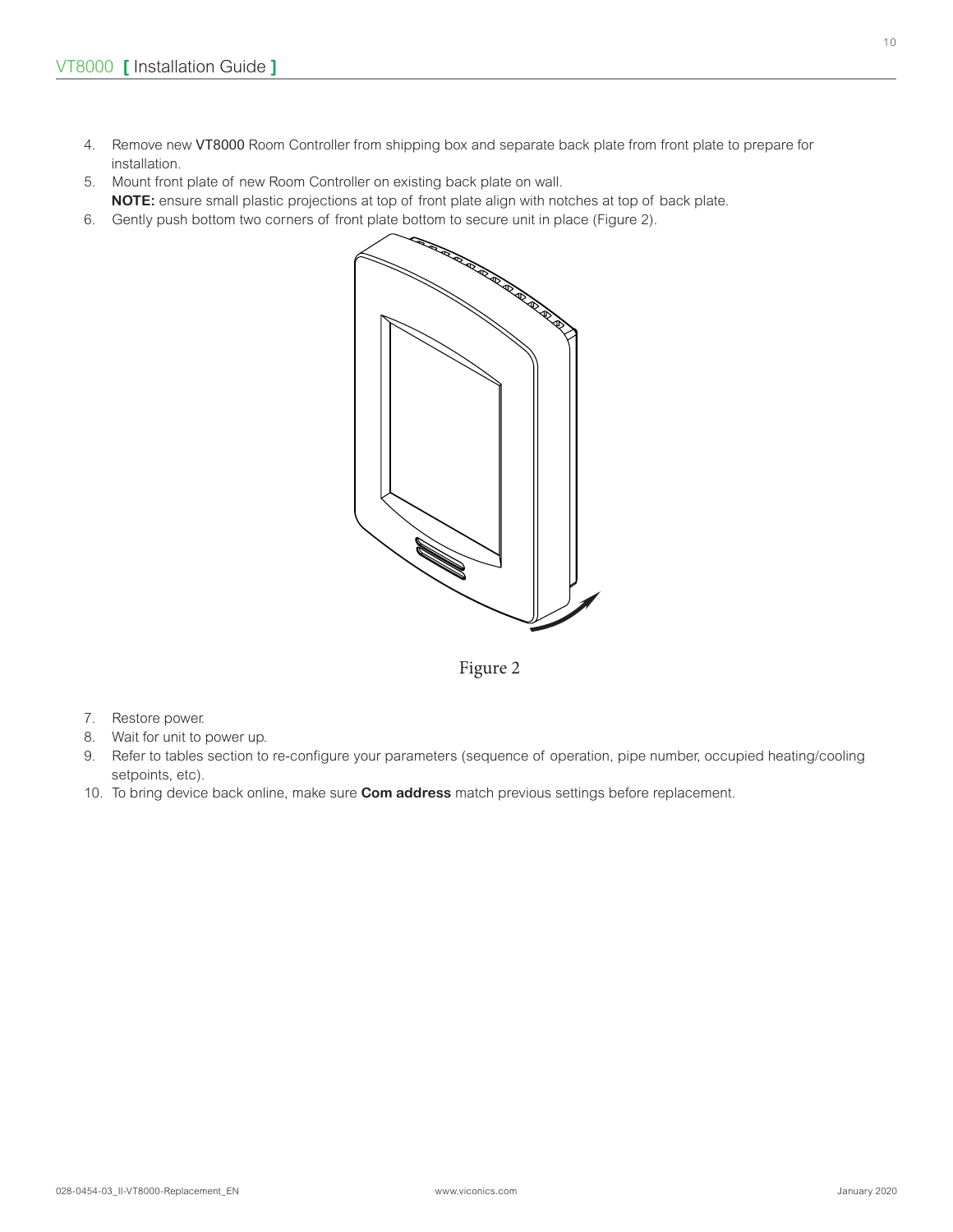4. Remove new VT8000 Room Controller from shipping box and separate back plate from front plate to prepare for installation.
5. Mount front plate of new Room Controller on existing back plate on wall.
   **NOTE:** ensure small plastic projections at top of front plate align with notches at top of back plate.
6. Gently push bottom two corners of front plate bottom to secure unit in place (Figure 2).

Figure 2

7. Restore power.
8. Wait for unit to power up.
9. Refer to tables section to re-configure your parameters (sequence of operation, pipe number, occupied heating/cooling setpoints, etc).
10. To bring device back online, make sure **Com address** match previous settings before replacement.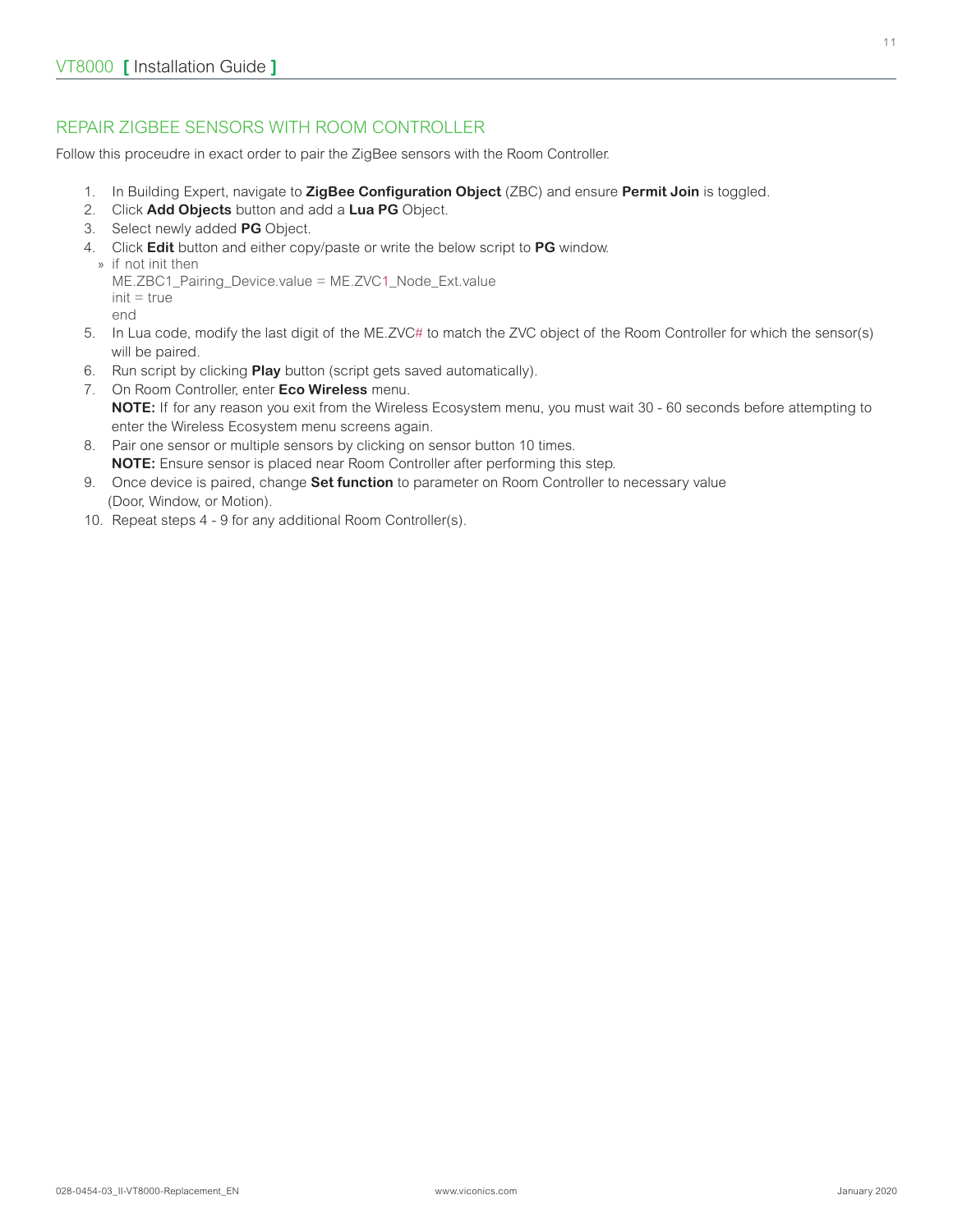## REPAIR ZIGBEE SENSORS WITH ROOM CONTROLLER

Follow this proceudre in exact order to pair the ZigBee sensors with the Room Controller.

1. In Building Expert, navigate to **ZigBee Configuration Object** (ZBC) and ensure **Permit Join** is toggled.
2. Click **Add Objects** button and add a **Lua PG** Object.
3. Select newly added **PG** Object.
4. Click **Edit** button and either copy/paste or write the below script to **PG** window.
   » 
   ```
   if not init then
   ME.ZBC1_Pairing_Device.value = ME.ZVC1_Node_Ext.value
   init = true
   end
   ```
5. In Lua code, modify the last digit of the ME.ZVC# to match the ZVC object of the Room Controller for which the sensor(s) will be paired.
6. Run script by clicking **Play** button (script gets saved automatically).
7. On Room Controller, enter **Eco Wireless** menu.
   **NOTE:** If for any reason you exit from the Wireless Ecosystem menu, you must wait 30 - 60 seconds before attempting to enter the Wireless Ecosystem menu screens again.
8. Pair one sensor or multiple sensors by clicking on sensor button 10 times.
   **NOTE:** Ensure sensor is placed near Room Controller after performing this step.
9. Once device is paired, change **Set function** to parameter on Room Controller to necessary value (Door, Window, or Motion).
10. Repeat steps 4 - 9 for any additional Room Controller(s).